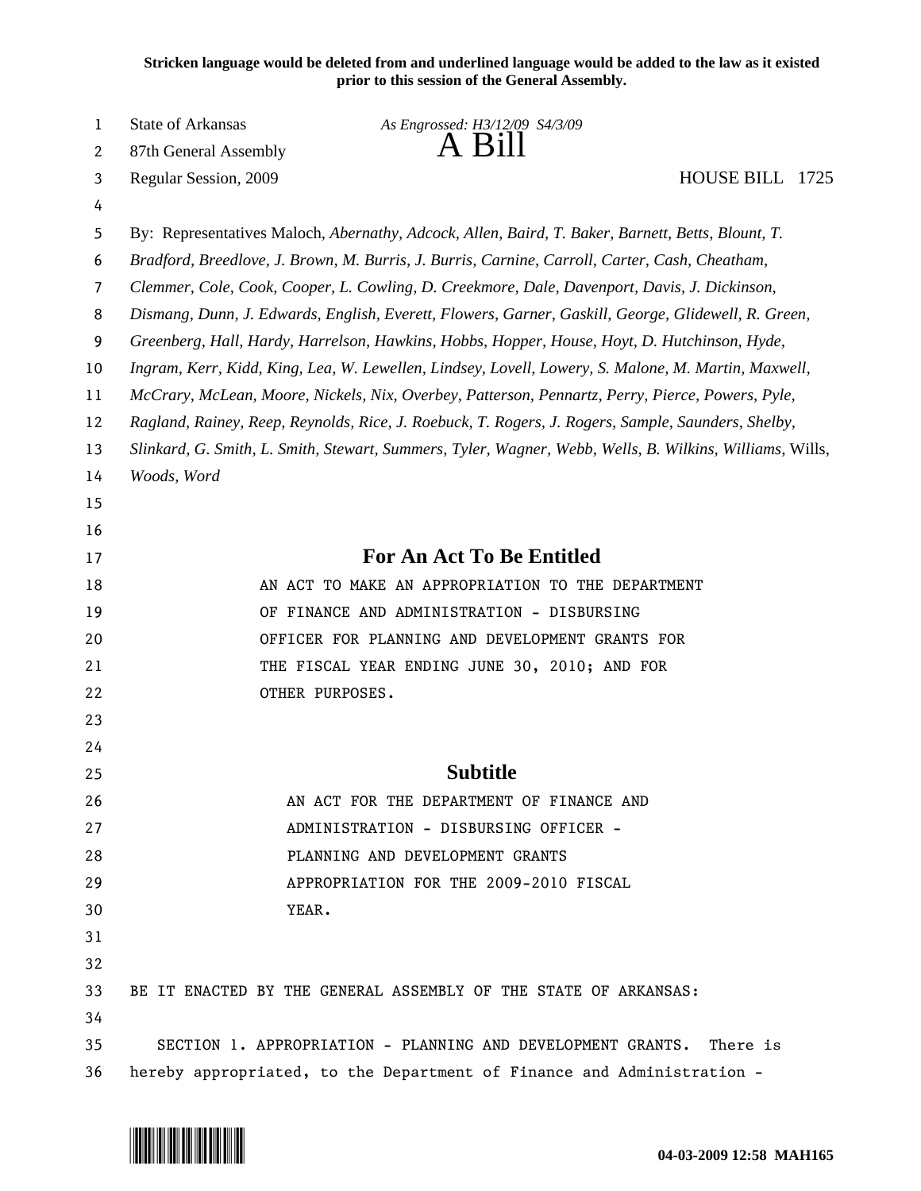**Stricken language would be deleted from and underlined language would be added to the law as it existed prior to this session of the General Assembly.**

State of Arkansas *As Engrossed: H3/12/09 S4/3/09*

87th General Assembly

# A Bill

Regular Session, 2009 HOUSE BILL 1725

By: Representatives Maloch, *Abernathy, Adcock, Allen, Baird, T. Baker, Barnett, Betts, Blount, T. Bradford, Breedlove, J. Brown, M. Burris, J. Burris, Carnine, Carroll, Carter, Cash, Cheatham, Clemmer, Cole, Cook, Cooper, L. Cowling, D. Creekmore, Dale, Davenport, Davis, J. Dickinson, Dismang, Dunn, J. Edwards, English, Everett, Flowers, Garner, Gaskill, George, Glidewell, R. Green, Greenberg, Hall, Hardy, Harrelson, Hawkins, Hobbs, Hopper, House, Hoyt, D. Hutchinson, Hyde, Ingram, Kerr, Kidd, King, Lea, W. Lewellen, Lindsey, Lovell, Lowery, S. Malone, M. Martin, Maxwell, McCrary, McLean, Moore, Nickels, Nix, Overbey, Patterson, Pennartz, Perry, Pierce, Powers, Pyle, Ragland, Rainey, Reep, Reynolds, Rice, J. Roebuck, T. Rogers, J. Rogers, Sample, Saunders, Shelby, Slinkard, G. Smith, L. Smith, Stewart, Summers, Tyler, Wagner, Webb, Wells, B. Wilkins, Williams,* Wills, *Woods, Word*

## For An Act To Be Entitled

AN ACT TO MAKE AN APPROPRIATION TO THE DEPARTMENT OF FINANCE AND ADMINISTRATION - DISBURSING OFFICER FOR PLANNING AND DEVELOPMENT GRANTS FOR THE FISCAL YEAR ENDING JUNE 30, 2010; AND FOR OTHER PURPOSES.

## Subtitle

AN ACT FOR THE DEPARTMENT OF FINANCE AND ADMINISTRATION - DISBURSING OFFICER - PLANNING AND DEVELOPMENT GRANTS APPROPRIATION FOR THE 2009-2010 FISCAL YEAR.

BE IT ENACTED BY THE GENERAL ASSEMBLY OF THE STATE OF ARKANSAS:

SECTION 1. APPROPRIATION - PLANNING AND DEVELOPMENT GRANTS. There is hereby appropriated, to the Department of Finance and Administration -

04-03-2009 12:58 MAH165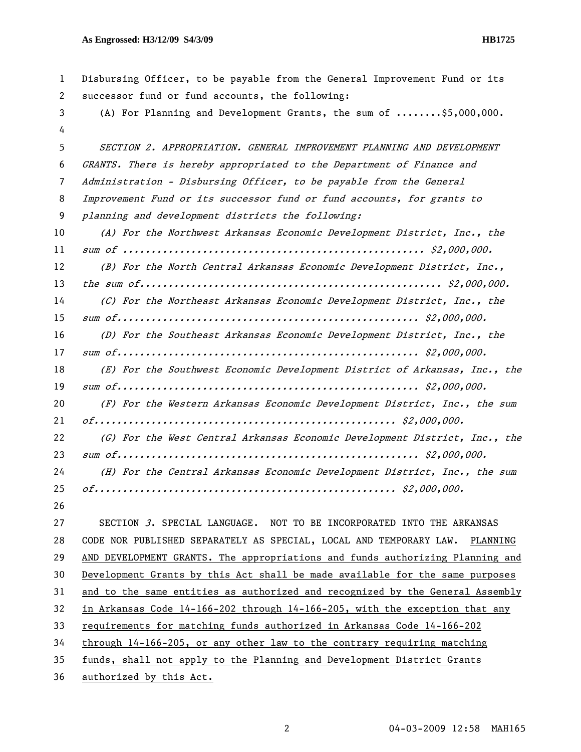Disbursing Officer, to be payable from the General Improvement Fund or its successor fund or fund accounts, the following:

(A) For Planning and Development Grants, the sum of ........$5,000,000.

*SECTION 2. APPROPRIATION. GENERAL IMPROVEMENT PLANNING AND DEVELOPMENT GRANTS. There is hereby appropriated to the Department of Finance and Administration - Disbursing Officer, to be payable from the General Improvement Fund or its successor fund or fund accounts, for grants to planning and development districts the following:*

*(A) For the Northwest Arkansas Economic Development District, Inc., the sum of .................................................... $2,000,000.*

*(B) For the North Central Arkansas Economic Development District, Inc., the sum of.................................................... $2,000,000.*

*(C) For the Northeast Arkansas Economic Development District, Inc., the sum of.................................................... $2,000,000.*

*(D) For the Southeast Arkansas Economic Development District, Inc., the sum of.................................................... $2,000,000.*

*(E) For the Southwest Economic Development District of Arkansas, Inc., the sum of.................................................... $2,000,000.*

*(F) For the Western Arkansas Economic Development District, Inc., the sum of.................................................... $2,000,000.*

*(G) For the West Central Arkansas Economic Development District, Inc., the sum of.................................................... $2,000,000.*

*(H) For the Central Arkansas Economic Development District, Inc., the sum of.................................................... $2,000,000.*

SECTION *3*. SPECIAL LANGUAGE. NOT TO BE INCORPORATED INTO THE ARKANSAS CODE NOR PUBLISHED SEPARATELY AS SPECIAL, LOCAL AND TEMPORARY LAW. <u>PLANNING AND DEVELOPMENT GRANTS. The appropriations and funds authorizing Planning and Development Grants by this Act shall be made available for the same purposes and to the same entities as authorized and recognized by the General Assembly in Arkansas Code 14-166-202 through 14-166-205, with the exception that any requirements for matching funds authorized in Arkansas Code 14-166-202 through 14-166-205, or any other law to the contrary requiring matching funds, shall not apply to the Planning and Development District Grants authorized by this Act.</u>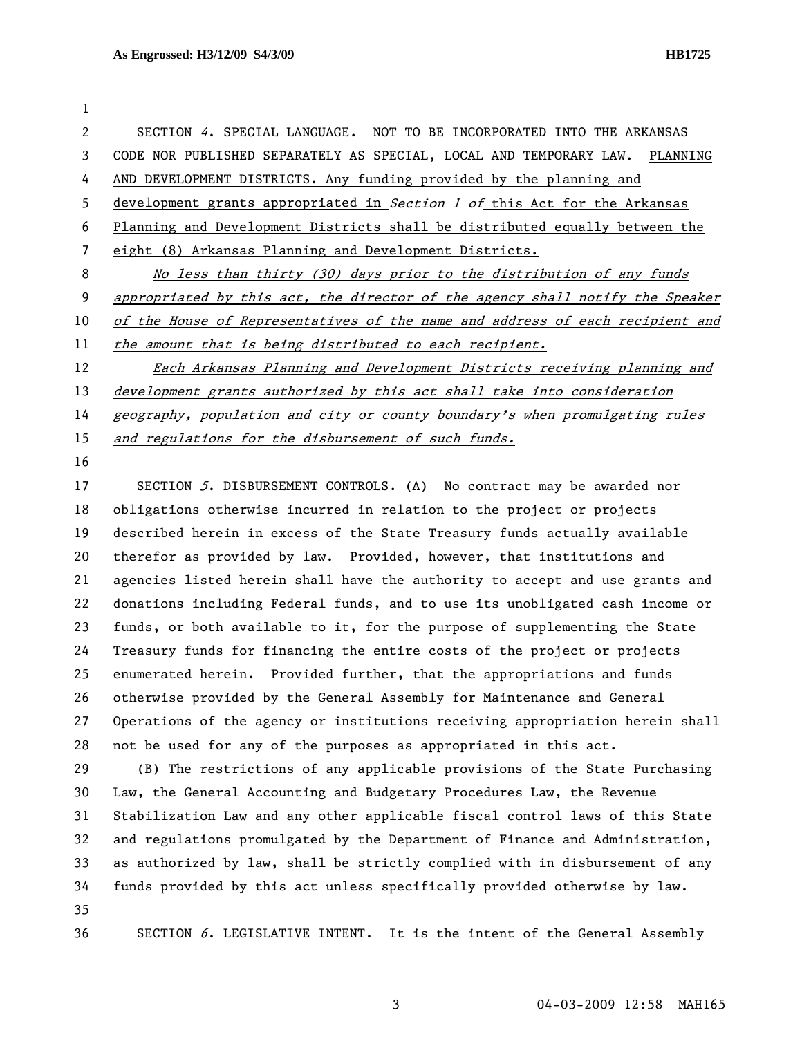SECTION *4*. SPECIAL LANGUAGE. NOT TO BE INCORPORATED INTO THE ARKANSAS CODE NOR PUBLISHED SEPARATELY AS SPECIAL, LOCAL AND TEMPORARY LAW. PLANNING AND DEVELOPMENT DISTRICTS. Any funding provided by the planning and development grants appropriated in *Section 1 of* this Act for the Arkansas Planning and Development Districts shall be distributed equally between the eight (8) Arkansas Planning and Development Districts.

*No less than thirty (30) days prior to the distribution of any funds appropriated by this act, the director of the agency shall notify the Speaker of the House of Representatives of the name and address of each recipient and the amount that is being distributed to each recipient.*

*Each Arkansas Planning and Development Districts receiving planning and development grants authorized by this act shall take into consideration geography, population and city or county boundary's when promulgating rules and regulations for the disbursement of such funds.*

SECTION *5*. DISBURSEMENT CONTROLS. (A) No contract may be awarded nor obligations otherwise incurred in relation to the project or projects described herein in excess of the State Treasury funds actually available therefor as provided by law. Provided, however, that institutions and agencies listed herein shall have the authority to accept and use grants and donations including Federal funds, and to use its unobligated cash income or funds, or both available to it, for the purpose of supplementing the State Treasury funds for financing the entire costs of the project or projects enumerated herein. Provided further, that the appropriations and funds otherwise provided by the General Assembly for Maintenance and General Operations of the agency or institutions receiving appropriation herein shall not be used for any of the purposes as appropriated in this act.

(B) The restrictions of any applicable provisions of the State Purchasing Law, the General Accounting and Budgetary Procedures Law, the Revenue Stabilization Law and any other applicable fiscal control laws of this State and regulations promulgated by the Department of Finance and Administration, as authorized by law, shall be strictly complied with in disbursement of any funds provided by this act unless specifically provided otherwise by law.

SECTION *6*. LEGISLATIVE INTENT. It is the intent of the General Assembly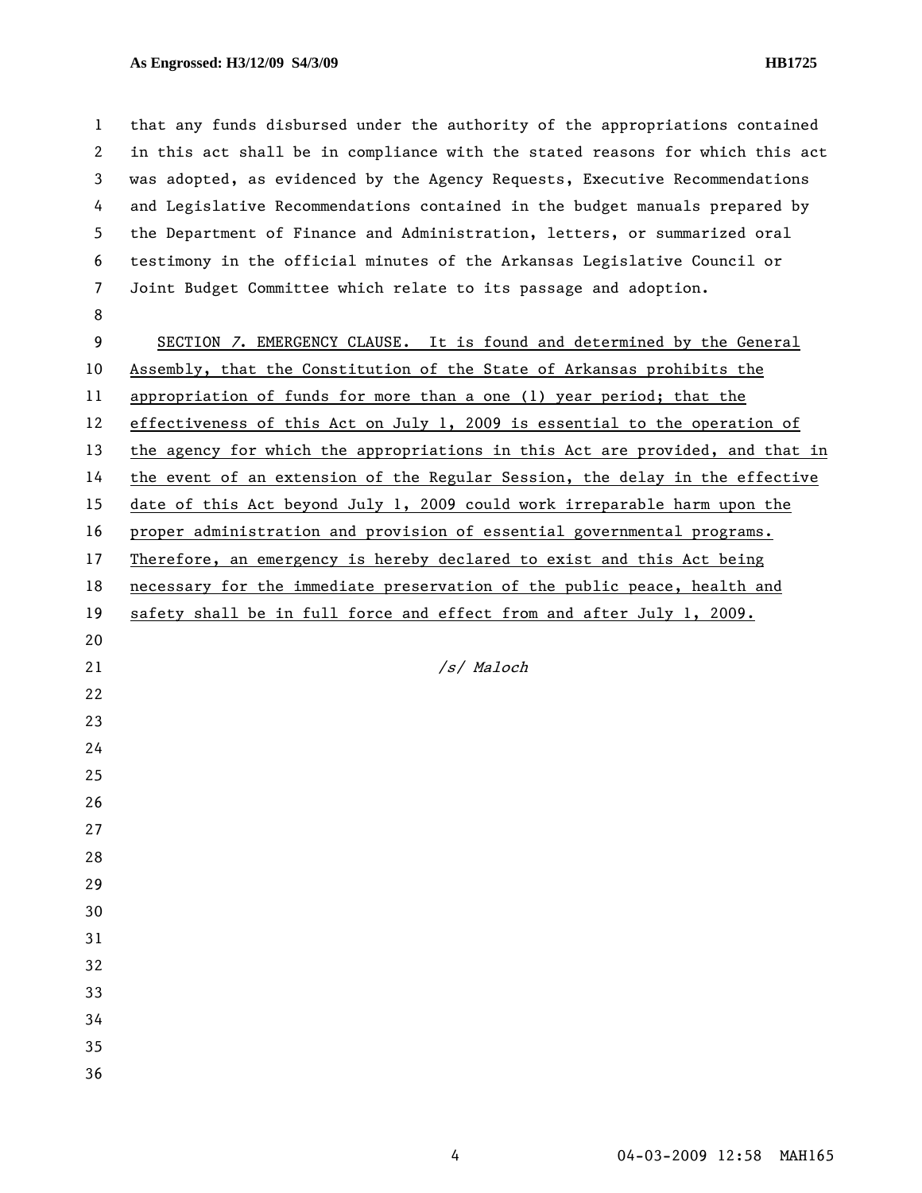that any funds disbursed under the authority of the appropriations contained in this act shall be in compliance with the stated reasons for which this act was adopted, as evidenced by the Agency Requests, Executive Recommendations and Legislative Recommendations contained in the budget manuals prepared by the Department of Finance and Administration, letters, or summarized oral testimony in the official minutes of the Arkansas Legislative Council or Joint Budget Committee which relate to its passage and adoption.

SECTION *7*. EMERGENCY CLAUSE. It is found and determined by the General Assembly, that the Constitution of the State of Arkansas prohibits the appropriation of funds for more than a one (1) year period; that the effectiveness of this Act on July 1, 2009 is essential to the operation of the agency for which the appropriations in this Act are provided, and that in the event of an extension of the Regular Session, the delay in the effective date of this Act beyond July 1, 2009 could work irreparable harm upon the proper administration and provision of essential governmental programs. Therefore, an emergency is hereby declared to exist and this Act being necessary for the immediate preservation of the public peace, health and safety shall be in full force and effect from and after July 1, 2009.

*/s/ Maloch*